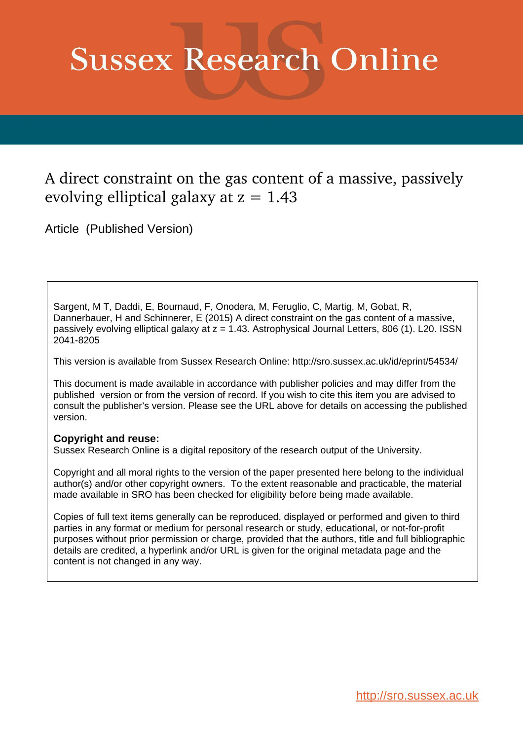# Sussex Research Online

## A direct constraint on the gas content of a massive, passively evolving elliptical galaxy at z = 1.43

Article (Published Version)

Sargent, M T, Daddi, E, Bournaud, F, Onodera, M, Feruglio, C, Martig, M, Gobat, R, Dannerbauer, H and Schinnerer, E (2015) A direct constraint on the gas content of a massive, passively evolving elliptical galaxy at z = 1.43. Astrophysical Journal Letters, 806 (1). L20. ISSN 2041-8205

This version is available from Sussex Research Online: http://sro.sussex.ac.uk/id/eprint/54534/

This document is made available in accordance with publisher policies and may differ from the published version or from the version of record. If you wish to cite this item you are advised to consult the publisher's version. Please see the URL above for details on accessing the published version.

**Copyright and reuse:**
Sussex Research Online is a digital repository of the research output of the University.

Copyright and all moral rights to the version of the paper presented here belong to the individual author(s) and/or other copyright owners. To the extent reasonable and practicable, the material made available in SRO has been checked for eligibility before being made available.

Copies of full text items generally can be reproduced, displayed or performed and given to third parties in any format or medium for personal research or study, educational, or not-for-profit purposes without prior permission or charge, provided that the authors, title and full bibliographic details are credited, a hyperlink and/or URL is given for the original metadata page and the content is not changed in any way.

http://sro.sussex.ac.uk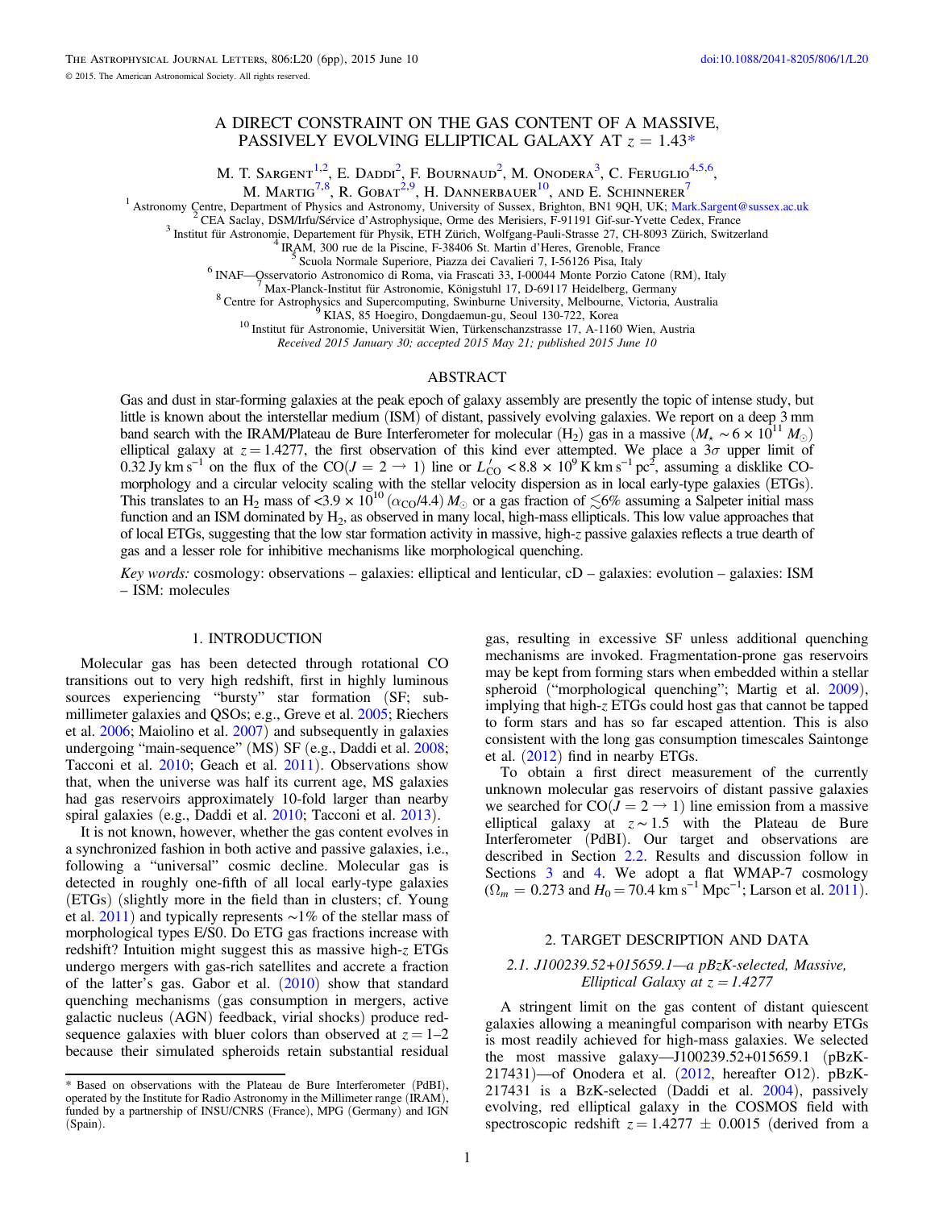# A DIRECT CONSTRAINT ON THE GAS CONTENT OF A MASSIVE, PASSIVELY EVOLVING ELLIPTICAL GALAXY AT $z = 1.43$*

M. T. Sargent[1,2], E. Daddi[2], F. Bournaud[2], M. Onodera[3], C. Feruglio[4,5,6], M. Martig[7,8], R. Gobat[2,9], H. Dannerbauer[10], and E. Schinnerer[7]

[1] Astronomy Centre, Department of Physics and Astronomy, University of Sussex, Brighton, BN1 9QH, UK; Mark.Sargent@sussex.ac.uk
[2] CEA Saclay, DSM/Irfu/Sérvice d'Astrophysique, Orme des Merisiers, F-91191 Gif-sur-Yvette Cedex, France
[3] Institut für Astronomie, Departement für Physik, ETH Zürich, Wolfgang-Pauli-Strasse 27, CH-8093 Zürich, Switzerland
[4] IRAM, 300 rue de la Piscine, F-38406 St. Martin d'Heres, Grenoble, France
[5] Scuola Normale Superiore, Piazza dei Cavalieri 7, I-56126 Pisa, Italy
[6] INAF—Osservatorio Astronomico di Roma, via Frascati 33, I-00044 Monte Porzio Catone (RM), Italy
[7] Max-Planck-Institut für Astronomie, Königstuhl 17, D-69117 Heidelberg, Germany
[8] Centre for Astrophysics and Supercomputing, Swinburne University, Melbourne, Victoria, Australia
[9] KIAS, 85 Hoegiro, Dongdaemun-gu, Seoul 130-722, Korea
[10] Institut für Astronomie, Universität Wien, Türkenschanzstrasse 17, A-1160 Wien, Austria

*Received 2015 January 30; accepted 2015 May 21; published 2015 June 10*

## ABSTRACT

Gas and dust in star-forming galaxies at the peak epoch of galaxy assembly are presently the topic of intense study, but little is known about the interstellar medium (ISM) of distant, passively evolving galaxies. We report on a deep 3 mm band search with the IRAM/Plateau de Bure Interferometer for molecular ($H_2$) gas in a massive ($M_\star \sim 6 \times 10^{11}\,M_\odot$) elliptical galaxy at $z = 1.4277$, the first observation of this kind ever attempted. We place a $3\sigma$ upper limit of $0.32\,\mathrm{Jy\,km\,s^{-1}}$ on the flux of the CO($J = 2 \rightarrow 1$) line or $L'_{\mathrm{CO}} < 8.8 \times 10^9\,\mathrm{K\,km\,s^{-1}\,pc^2}$, assuming a disklike CO-morphology and a circular velocity scaling with the stellar velocity dispersion as in local early-type galaxies (ETGs). This translates to an $H_2$ mass of $<3.9 \times 10^{10}\,(\alpha_{\mathrm{CO}}/4.4)\,M_\odot$ or a gas fraction of $\lesssim 6\%$ assuming a Salpeter initial mass function and an ISM dominated by $H_2$, as observed in many local, high-mass ellipticals. This low value approaches that of local ETGs, suggesting that the low star formation activity in massive, high-$z$ passive galaxies reflects a true dearth of gas and a lesser role for inhibitive mechanisms like morphological quenching.

*Key words:* cosmology: observations – galaxies: elliptical and lenticular, cD – galaxies: evolution – galaxies: ISM – ISM: molecules

## 1. INTRODUCTION

Molecular gas has been detected through rotational CO transitions out to very high redshift, first in highly luminous sources experiencing "bursty" star formation (SF; submillimeter galaxies and QSOs; e.g., Greve et al. 2005; Riechers et al. 2006; Maiolino et al. 2007) and subsequently in galaxies undergoing "main-sequence" (MS) SF (e.g., Daddi et al. 2008; Tacconi et al. 2010; Geach et al. 2011). Observations show that, when the universe was half its current age, MS galaxies had gas reservoirs approximately 10-fold larger than nearby spiral galaxies (e.g., Daddi et al. 2010; Tacconi et al. 2013).

It is not known, however, whether the gas content evolves in a synchronized fashion in both active and passive galaxies, i.e., following a "universal" cosmic decline. Molecular gas is detected in roughly one-fifth of all local early-type galaxies (ETGs) (slightly more in the field than in clusters; cf. Young et al. 2011) and typically represents ~1% of the stellar mass of morphological types E/S0. Do ETG gas fractions increase with redshift? Intuition might suggest this as massive high-$z$ ETGs undergo mergers with gas-rich satellites and accrete a fraction of the latter's gas. Gabor et al. (2010) show that standard quenching mechanisms (gas consumption in mergers, active galactic nucleus (AGN) feedback, virial shocks) produce red-sequence galaxies with bluer colors than observed at $z = 1$–2 because their simulated spheroids retain substantial residual gas, resulting in excessive SF unless additional quenching mechanisms are invoked. Fragmentation-prone gas reservoirs may be kept from forming stars when embedded within a stellar spheroid ("morphological quenching"; Martig et al. 2009), implying that high-$z$ ETGs could host gas that cannot be tapped to form stars and has so far escaped attention. This is also consistent with the long gas consumption timescales Saintonge et al. (2012) find in nearby ETGs.

To obtain a first direct measurement of the currently unknown molecular gas reservoirs of distant passive galaxies we searched for CO($J = 2 \rightarrow 1$) line emission from a massive elliptical galaxy at $z \sim 1.5$ with the Plateau de Bure Interferometer (PdBI). Our target and observations are described in Section 2.2. Results and discussion follow in Sections 3 and 4. We adopt a flat WMAP-7 cosmology ($\Omega_m = 0.273$ and $H_0 = 70.4\,\mathrm{km\,s^{-1}\,Mpc^{-1}}$; Larson et al. 2011).

## 2. TARGET DESCRIPTION AND DATA

### 2.1. J100239.52+015659.1—a pBzK-selected, Massive, Elliptical Galaxy at $z = 1.4277$

A stringent limit on the gas content of distant quiescent galaxies allowing a meaningful comparison with nearby ETGs is most readily achieved for high-mass galaxies. We selected the most massive galaxy—J100239.52+015659.1 (pBzK-217431)—of Onodera et al. (2012, hereafter O12). pBzK-217431 is a BzK-selected (Daddi et al. 2004), passively evolving, red elliptical galaxy in the COSMOS field with spectroscopic redshift $z = 1.4277 \pm 0.0015$ (derived from a

* Based on observations with the Plateau de Bure Interferometer (PdBI), operated by the Institute for Radio Astronomy in the Millimeter range (IRAM), funded by a partnership of INSU/CNRS (France), MPG (Germany) and IGN (Spain).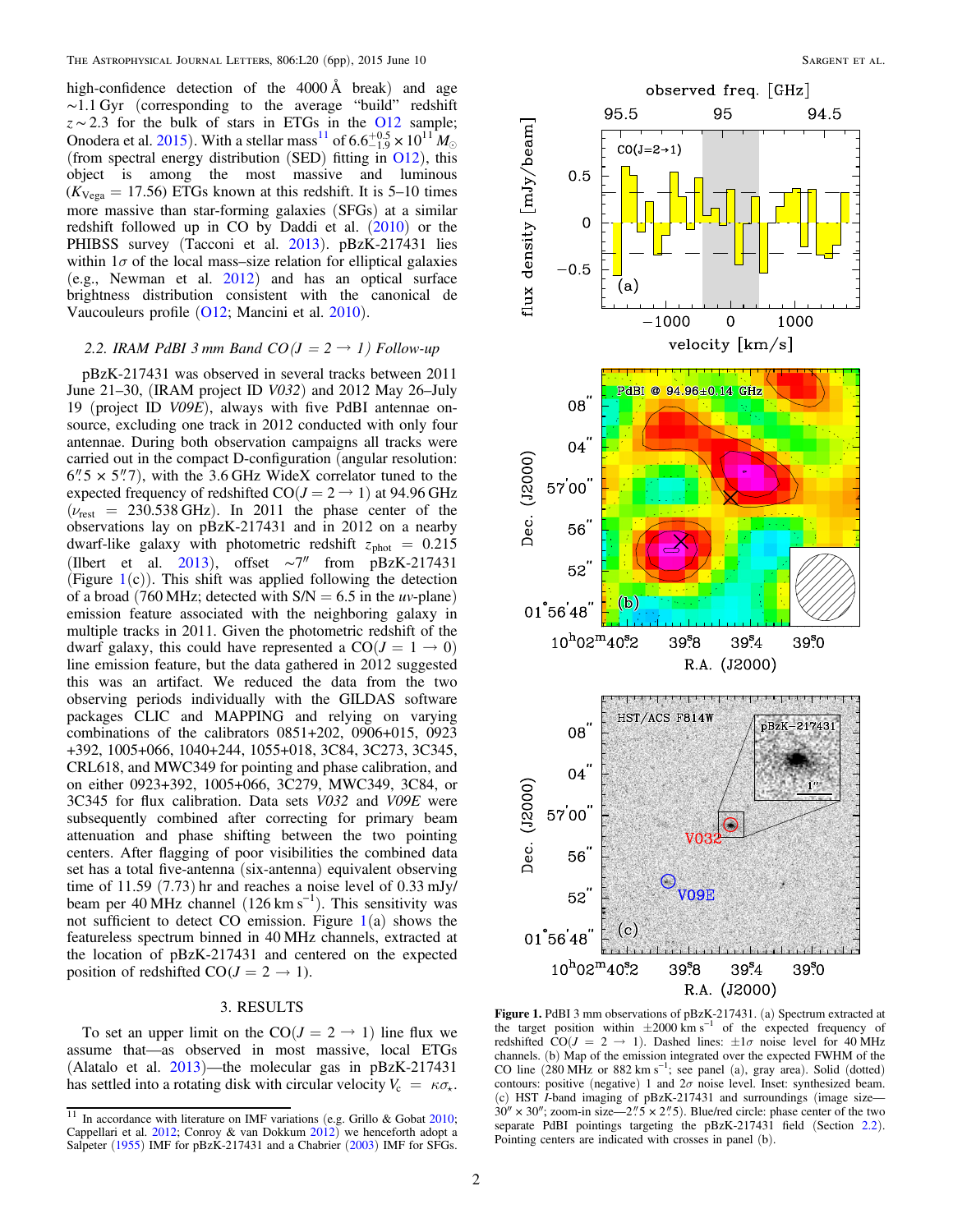high-confidence detection of the 4000 Å break) and age ~1.1 Gyr (corresponding to the average "build" redshift $z \sim 2.3$ for the bulk of stars in ETGs in the O12 sample; Onodera et al. 2015). With a stellar mass[11] of $6.6^{+0.5}_{-1.9} \times 10^{11}\,M_{\odot}$ (from spectral energy distribution (SED) fitting in O12), this object is among the most massive and luminous ($K_{\rm Vega} = 17.56$) ETGs known at this redshift. It is 5–10 times more massive than star-forming galaxies (SFGs) at a similar redshift followed up in CO by Daddi et al. (2010) or the PHIBSS survey (Tacconi et al. 2013). pBzK-217431 lies within $1\sigma$ of the local mass–size relation for elliptical galaxies (e.g., Newman et al. 2012) and has an optical surface brightness distribution consistent with the canonical de Vaucouleurs profile (O12; Mancini et al. 2010).

### 2.2. IRAM PdBI 3 mm Band CO($J = 2 \rightarrow 1$) Follow-up

pBzK-217431 was observed in several tracks between 2011 June 21–30, (IRAM project ID *V032*) and 2012 May 26–July 19 (project ID *V09E*), always with five PdBI antennae on-source, excluding one track in 2012 conducted with only four antennae. During both observation campaigns all tracks were carried out in the compact D-configuration (angular resolution: $6\overset{''}{.}5 \times 5\overset{''}{.}7$), with the 3.6 GHz WideX correlator tuned to the expected frequency of redshifted CO($J = 2 \rightarrow 1$) at 94.96 GHz ($\nu_{\rm rest} = 230.538$ GHz). In 2011 the phase center of the observations lay on pBzK-217431 and in 2012 on a nearby dwarf-like galaxy with photometric redshift $z_{\rm phot} = 0.215$ (Ilbert et al. 2013), offset $\sim 7''$ from pBzK-217431 (Figure 1(c)). This shift was applied following the detection of a broad (760 MHz; detected with S/N = 6.5 in the *uv*-plane) emission feature associated with the neighboring galaxy in multiple tracks in 2011. Given the photometric redshift of the dwarf galaxy, this could have represented a CO($J = 1 \rightarrow 0$) line emission feature, but the data gathered in 2012 suggested this was an artifact. We reduced the data from the two observing periods individually with the GILDAS software packages CLIC and MAPPING and relying on varying combinations of the calibrators 0851+202, 0906+015, 0923+392, 1005+066, 1040+244, 1055+018, 3C84, 3C273, 3C345, CRL618, and MWC349 for pointing and phase calibration, and on either 0923+392, 1005+066, 3C279, MWC349, 3C84, or 3C345 for flux calibration. Data sets *V032* and *V09E* were subsequently combined after correcting for primary beam attenuation and phase shifting between the two pointing centers. After flagging of poor visibilities the combined data set has a total five-antenna (six-antenna) equivalent observing time of 11.59 (7.73) hr and reaches a noise level of 0.33 mJy/beam per 40 MHz channel (126 km s$^{-1}$). This sensitivity was not sufficient to detect CO emission. Figure 1(a) shows the featureless spectrum binned in 40 MHz channels, extracted at the location of pBzK-217431 and centered on the expected position of redshifted CO($J = 2 \rightarrow 1$).

## 3. RESULTS

To set an upper limit on the CO($J = 2 \rightarrow 1$) line flux we assume that—as observed in most massive, local ETGs (Alatalo et al. 2013)—the molecular gas in pBzK-217431 has settled into a rotating disk with circular velocity $V_{\rm c} = \kappa\sigma_{\star}$.

[11] In accordance with literature on IMF variations (e.g. Grillo & Gobat 2010; Cappellari et al. 2012; Conroy & van Dokkum 2012) we henceforth adopt a Salpeter (1955) IMF for pBzK-217431 and a Chabrier (2003) IMF for SFGs.

**Figure 1.** PdBI 3 mm observations of pBzK-217431. (a) Spectrum extracted at the target position within $\pm 2000$ km s$^{-1}$ of the expected frequency of redshifted CO($J = 2 \rightarrow 1$). Dashed lines: $\pm 1\sigma$ noise level for 40 MHz channels. (b) Map of the emission integrated over the expected FWHM of the CO line (280 MHz or 882 km s$^{-1}$; see panel (a), gray area). Solid (dotted) contours: positive (negative) 1 and $2\sigma$ noise level. Inset: synthesized beam. (c) HST *I*-band imaging of pBzK-217431 and surroundings (image size—$30'' \times 30''$; zoom-in size—$2\overset{''}{.}5 \times 2\overset{''}{.}5$). Blue/red circle: phase center of the two separate PdBI pointings targeting the pBzK-217431 field (Section 2.2). Pointing centers are indicated with crosses in panel (b).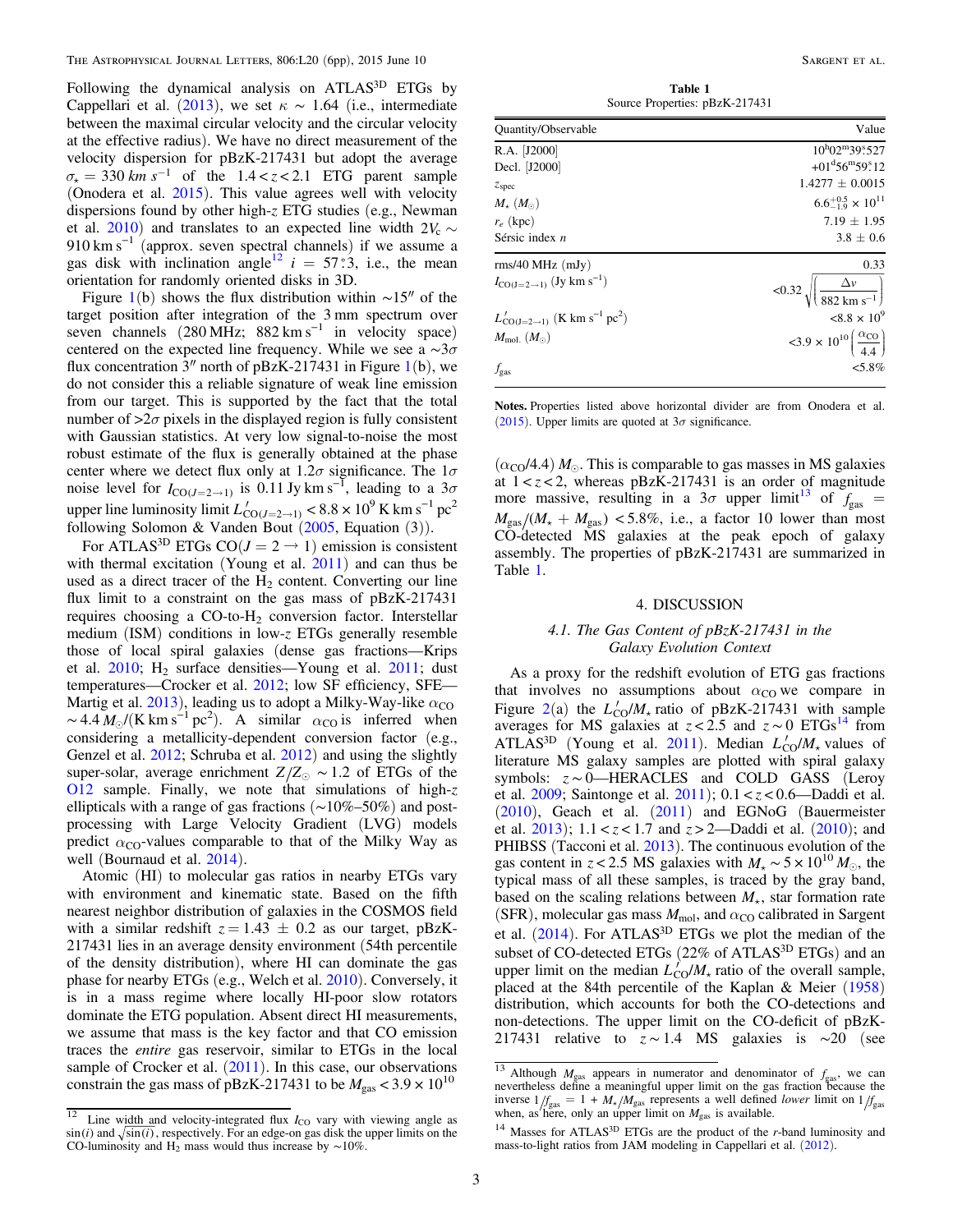Following the dynamical analysis on ATLAS$^{3D}$ ETGs by Cappellari et al. (2013), we set $\kappa \sim 1.64$ (i.e., intermediate between the maximal circular velocity and the circular velocity at the effective radius). We have no direct measurement of the velocity dispersion for pBzK-217431 but adopt the average $\sigma_\star = 330\ km\ s^{-1}$ of the $1.4 < z < 2.1$ ETG parent sample (Onodera et al. 2015). This value agrees well with velocity dispersions found by other high-$z$ ETG studies (e.g., Newman et al. 2010) and translates to an expected line width $2V_c \sim 910\ \mathrm{km\ s^{-1}}$ (approx. seven spectral channels) if we assume a gas disk with inclination angle[12] $i = 57\overset{\circ}{.}3$, i.e., the mean orientation for randomly oriented disks in 3D.

Figure 1(b) shows the flux distribution within $\sim 15''$ of the target position after integration of the 3 mm spectrum over seven channels (280 MHz; $882\ \mathrm{km\ s^{-1}}$ in velocity space) centered on the expected line frequency. While we see a $\sim 3\sigma$ flux concentration $3''$ north of pBzK-217431 in Figure 1(b), we do not consider this a reliable signature of weak line emission from our target. This is supported by the fact that the total number of $>2\sigma$ pixels in the displayed region is fully consistent with Gaussian statistics. At very low signal-to-noise the most robust estimate of the flux is generally obtained at the phase center where we detect flux only at $1.2\sigma$ significance. The $1\sigma$ noise level for $I_{\mathrm{CO}(J=2\to1)}$ is $0.11\ \mathrm{Jy\ km\ s^{-1}}$, leading to a $3\sigma$ upper line luminosity limit $L'_{\mathrm{CO}(J=2\to1)} < 8.8 \times 10^9\ \mathrm{K\ km\ s^{-1}\ pc^2}$ following Solomon & Vanden Bout (2005, Equation (3)).

For ATLAS$^{3D}$ ETGs CO($J = 2 \to 1$) emission is consistent with thermal excitation (Young et al. 2011) and can thus be used as a direct tracer of the $H_2$ content. Converting our line flux limit to a constraint on the gas mass of pBzK-217431 requires choosing a CO-to-$H_2$ conversion factor. Interstellar medium (ISM) conditions in low-$z$ ETGs generally resemble those of local spiral galaxies (dense gas fractions—Krips et al. 2010; $H_2$ surface densities—Young et al. 2011; dust temperatures—Crocker et al. 2012; low SF efficiency, SFE—Martig et al. 2013), leading us to adopt a Milky-Way-like $\alpha_{\mathrm{CO}} \sim 4.4\ M_\odot/(\mathrm{K\ km\ s^{-1}\ pc^2})$. A similar $\alpha_{\mathrm{CO}}$ is inferred when considering a metallicity-dependent conversion factor (e.g., Genzel et al. 2012; Schruba et al. 2012) and using the slightly super-solar, average enrichment $Z/Z_\odot \sim 1.2$ of ETGs of the O12 sample. Finally, we note that simulations of high-$z$ ellipticals with a range of gas fractions (~10%–50%) and post-processing with Large Velocity Gradient (LVG) models predict $\alpha_{\mathrm{CO}}$-values comparable to that of the Milky Way as well (Bournaud et al. 2014).

Atomic (HI) to molecular gas ratios in nearby ETGs vary with environment and kinematic state. Based on the fifth nearest neighbor distribution of galaxies in the COSMOS field with a similar redshift $z = 1.43 \pm 0.2$ as our target, pBzK-217431 lies in an average density environment (54th percentile of the density distribution), where HI can dominate the gas phase for nearby ETGs (e.g., Welch et al. 2010). Conversely, it is in a mass regime where locally HI-poor slow rotators dominate the ETG population. Absent direct HI measurements, we assume that mass is the key factor and that CO emission traces the *entire* gas reservoir, similar to ETGs in the local sample of Crocker et al. (2011). In this case, our observations constrain the gas mass of pBzK-217431 to be $M_{\mathrm{gas}} < 3.9 \times 10^{10}$ $(\alpha_{\mathrm{CO}}/4.4)\ M_\odot$. This is comparable to gas masses in MS galaxies at $1 < z < 2$, whereas pBzK-217431 is an order of magnitude more massive, resulting in a $3\sigma$ upper limit[13] of $f_{\mathrm{gas}} = M_{\mathrm{gas}}/(M_\star + M_{\mathrm{gas}}) < 5.8\%$, i.e., a factor 10 lower than most CO-detected MS galaxies at the peak epoch of galaxy assembly. The properties of pBzK-217431 are summarized in Table 1.

**Table 1**
Source Properties: pBzK-217431

| Quantity/Observable | Value |
|---|---|
| R.A. [J2000] | $10^{\mathrm{h}}02^{\mathrm{m}}39\overset{\mathrm{s}}{.}527$ |
| Decl. [J2000] | $+01^{\mathrm{d}}56^{\mathrm{m}}59\overset{\mathrm{s}}{.}12$ |
| $z_{\mathrm{spec}}$ | $1.4277 \pm 0.0015$ |
| $M_\star\ (M_\odot)$ | $6.6^{+0.5}_{-1.9} \times 10^{11}$ |
| $r_e$ (kpc) | $7.19 \pm 1.95$ |
| Sérsic index $n$ | $3.8 \pm 0.6$ |
| rms/40 MHz (mJy) | 0.33 |
| $I_{\mathrm{CO}(J=2\to1)}$ (Jy km s$^{-1}$) | $<0.32\sqrt{\left(\frac{\Delta v}{882\ \mathrm{km\ s^{-1}}}\right)}$ |
| $L'_{\mathrm{CO}(J=2\to1)}$ (K km s$^{-1}$ pc$^2$) | $<8.8 \times 10^9$ |
| $M_{\mathrm{mol.}}\ (M_\odot)$ | $<3.9 \times 10^{10}\left(\frac{\alpha_{\mathrm{CO}}}{4.4}\right)$ |
| $f_{\mathrm{gas}}$ | $<5.8\%$ |

**Notes.** Properties listed above horizontal divider are from Onodera et al. (2015). Upper limits are quoted at $3\sigma$ significance.

## 4. DISCUSSION

### 4.1. The Gas Content of pBzK-217431 in the Galaxy Evolution Context

As a proxy for the redshift evolution of ETG gas fractions that involves no assumptions about $\alpha_{\mathrm{CO}}$ we compare in Figure 2(a) the $L'_{\mathrm{CO}}/M_\star$ ratio of pBzK-217431 with sample averages for MS galaxies at $z < 2.5$ and $z \sim 0$ ETGs[14] from ATLAS$^{3D}$ (Young et al. 2011). Median $L'_{\mathrm{CO}}/M_\star$ values of literature MS galaxy samples are plotted with spiral galaxy symbols: $z \sim 0$—HERACLES and COLD GASS (Leroy et al. 2009; Saintonge et al. 2011); $0.1 < z < 0.6$—Daddi et al. (2010), Geach et al. (2011) and EGNoG (Bauermeister et al. 2013); $1.1 < z < 1.7$ and $z > 2$—Daddi et al. (2010); and PHIBSS (Tacconi et al. 2013). The continuous evolution of the gas content in $z < 2.5$ MS galaxies with $M_\star \sim 5 \times 10^{10}\ M_\odot$, the typical mass of all these samples, is traced by the gray band, based on the scaling relations between $M_\star$, star formation rate (SFR), molecular gas mass $M_{\mathrm{mol}}$, and $\alpha_{\mathrm{CO}}$ calibrated in Sargent et al. (2014). For ATLAS$^{3D}$ ETGs we plot the median of the subset of CO-detected ETGs (22% of ATLAS$^{3D}$ ETGs) and an upper limit on the median $L'_{\mathrm{CO}}/M_\star$ ratio of the overall sample, placed at the 84th percentile of the Kaplan & Meier (1958) distribution, which accounts for both the CO-detections and non-detections. The upper limit on the CO-deficit of pBzK-217431 relative to $z \sim 1.4$ MS galaxies is $\sim 20$ (see

[12] Line width and velocity-integrated flux $I_{\mathrm{CO}}$ vary with viewing angle as $\sin(i)$ and $\sqrt{\sin(i)}$, respectively. For an edge-on gas disk the upper limits on the CO-luminosity and $H_2$ mass would thus increase by ~10%.

[13] Although $M_{\mathrm{gas}}$ appears in numerator and denominator of $f_{\mathrm{gas}}$, we can nevertheless define a meaningful upper limit on the gas fraction because the inverse $1/f_{\mathrm{gas}} = 1 + M_\star/M_{\mathrm{gas}}$ represents a well defined *lower* limit on $1/f_{\mathrm{gas}}$ when, as here, only an upper limit on $M_{\mathrm{gas}}$ is available.

[14] Masses for ATLAS$^{3D}$ ETGs are the product of the $r$-band luminosity and mass-to-light ratios from JAM modeling in Cappellari et al. (2012).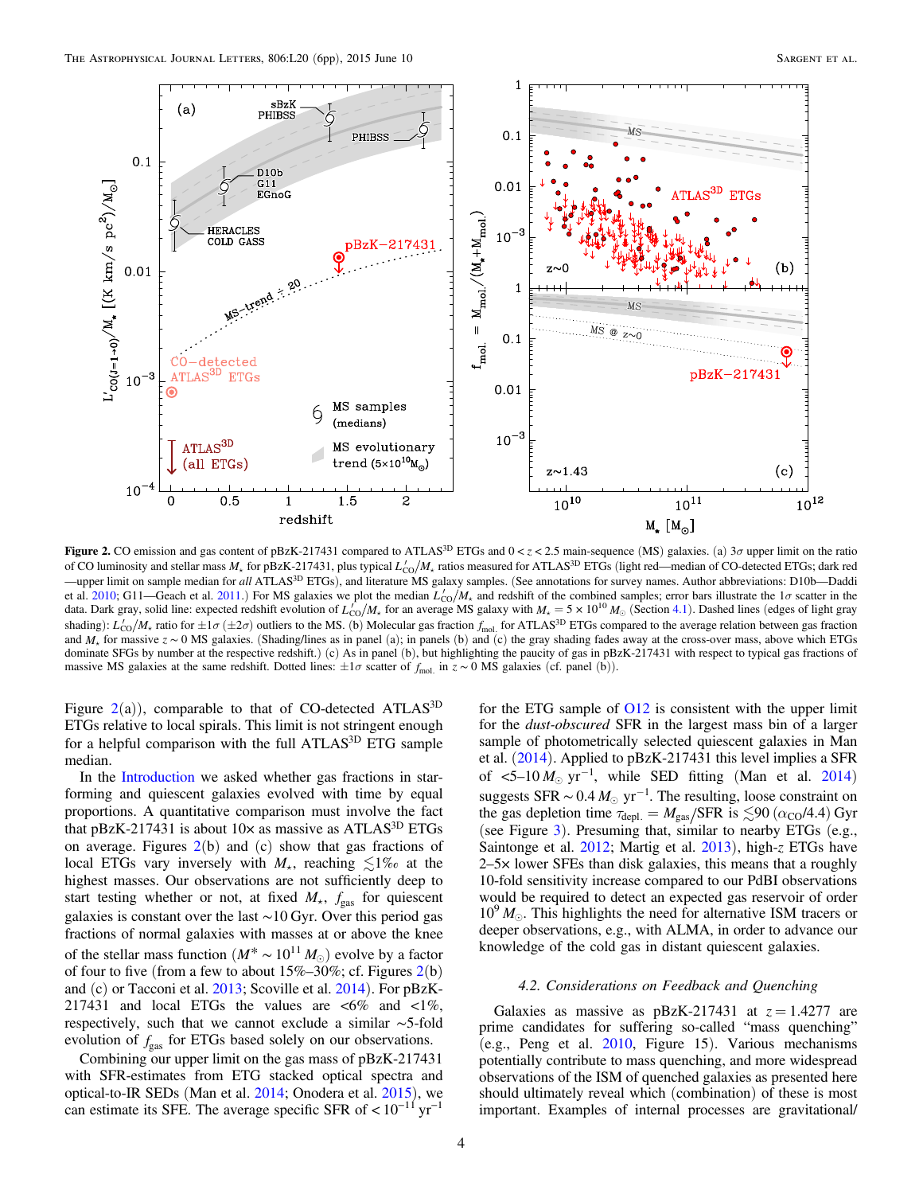**Figure 2.** CO emission and gas content of pBzK-217431 compared to ATLAS$^{3D}$ ETGs and $0 < z < 2.5$ main-sequence (MS) galaxies. (a) $3\sigma$ upper limit on the ratio of CO luminosity and stellar mass $M_\star$ for pBzK-217431, plus typical $L'_{\rm CO}/M_\star$ ratios measured for ATLAS$^{3D}$ ETGs (light red—median of CO-detected ETGs; dark red—upper limit on sample median for *all* ATLAS$^{3D}$ ETGs), and literature MS galaxy samples. (See annotations for survey names. Author abbreviations: D10b—Daddi et al. 2010; G11—Geach et al. 2011.) For MS galaxies we plot the median $L'_{\rm CO}/M_\star$ and redshift of the combined samples; error bars illustrate the $1\sigma$ scatter in the data. Dark gray, solid line: expected redshift evolution of $L'_{\rm CO}/M_\star$ for an average MS galaxy with $M_\star = 5 \times 10^{10}\,M_\odot$ (Section 4.1). Dashed lines (edges of light gray shading): $L'_{\rm CO}/M_\star$ ratio for $\pm 1\sigma$ ($\pm 2\sigma$) outliers to the MS. (b) Molecular gas fraction $f_{\rm mol.}$ for ATLAS$^{3D}$ ETGs compared to the average relation between gas fraction and $M_\star$ for massive $z \sim 0$ MS galaxies. (Shading/lines as in panel (a); in panels (b) and (c) the gray shading fades away at the cross-over mass, above which ETGs dominate SFGs by number at the respective redshift.) (c) As in panel (b), but highlighting the paucity of gas in pBzK-217431 with respect to typical gas fractions of massive MS galaxies at the same redshift. Dotted lines: $\pm 1\sigma$ scatter of $f_{\rm mol.}$ in $z \sim 0$ MS galaxies (cf. panel (b)).

Figure 2(a)), comparable to that of CO-detected ATLAS$^{3D}$ ETGs relative to local spirals. This limit is not stringent enough for a helpful comparison with the full ATLAS$^{3D}$ ETG sample median.

In the Introduction we asked whether gas fractions in star-forming and quiescent galaxies evolved with time by equal proportions. A quantitative comparison must involve the fact that pBzK-217431 is about 10× as massive as ATLAS$^{3D}$ ETGs on average. Figures 2(b) and (c) show that gas fractions of local ETGs vary inversely with $M_\star$, reaching $\lesssim$1‰ at the highest masses. Our observations are not sufficiently deep to start testing whether or not, at fixed $M_\star$, $f_{\rm gas}$ for quiescent galaxies is constant over the last ~10 Gyr. Over this period gas fractions of normal galaxies with masses at or above the knee of the stellar mass function ($M^* \sim 10^{11}\,M_\odot$) evolve by a factor of four to five (from a few to about 15%–30%; cf. Figures 2(b) and (c) or Tacconi et al. 2013; Scoville et al. 2014). For pBzK-217431 and local ETGs the values are <6% and <1%, respectively, such that we cannot exclude a similar ~5-fold evolution of $f_{\rm gas}$ for ETGs based solely on our observations.

Combining our upper limit on the gas mass of pBzK-217431 with SFR-estimates from ETG stacked optical spectra and optical-to-IR SEDs (Man et al. 2014; Onodera et al. 2015), we can estimate its SFE. The average specific SFR of $< 10^{-11}$ yr$^{-1}$ for the ETG sample of O12 is consistent with the upper limit for the *dust-obscured* SFR in the largest mass bin of a larger sample of photometrically selected quiescent galaxies in Man et al. (2014). Applied to pBzK-217431 this level implies a SFR of <5–10 $M_\odot$ yr$^{-1}$, while SED fitting (Man et al. 2014) suggests SFR ~ 0.4 $M_\odot$ yr$^{-1}$. The resulting, loose constraint on the gas depletion time $\tau_{\rm depl.} = M_{\rm gas}/{\rm SFR}$ is $\lesssim$90 ($\alpha_{\rm CO}$/4.4) Gyr (see Figure 3). Presuming that, similar to nearby ETGs (e.g., Saintonge et al. 2012; Martig et al. 2013), high-$z$ ETGs have 2–5× lower SFEs than disk galaxies, this means that a roughly 10-fold sensitivity increase compared to our PdBI observations would be required to detect an expected gas reservoir of order $10^9\,M_\odot$. This highlights the need for alternative ISM tracers or deeper observations, e.g., with ALMA, in order to advance our knowledge of the cold gas in distant quiescent galaxies.

### 4.2. Considerations on Feedback and Quenching

Galaxies as massive as pBzK-217431 at $z = 1.4277$ are prime candidates for suffering so-called "mass quenching" (e.g., Peng et al. 2010, Figure 15). Various mechanisms potentially contribute to mass quenching, and more widespread observations of the ISM of quenched galaxies as presented here should ultimately reveal which (combination) of these is most important. Examples of internal processes are gravitational/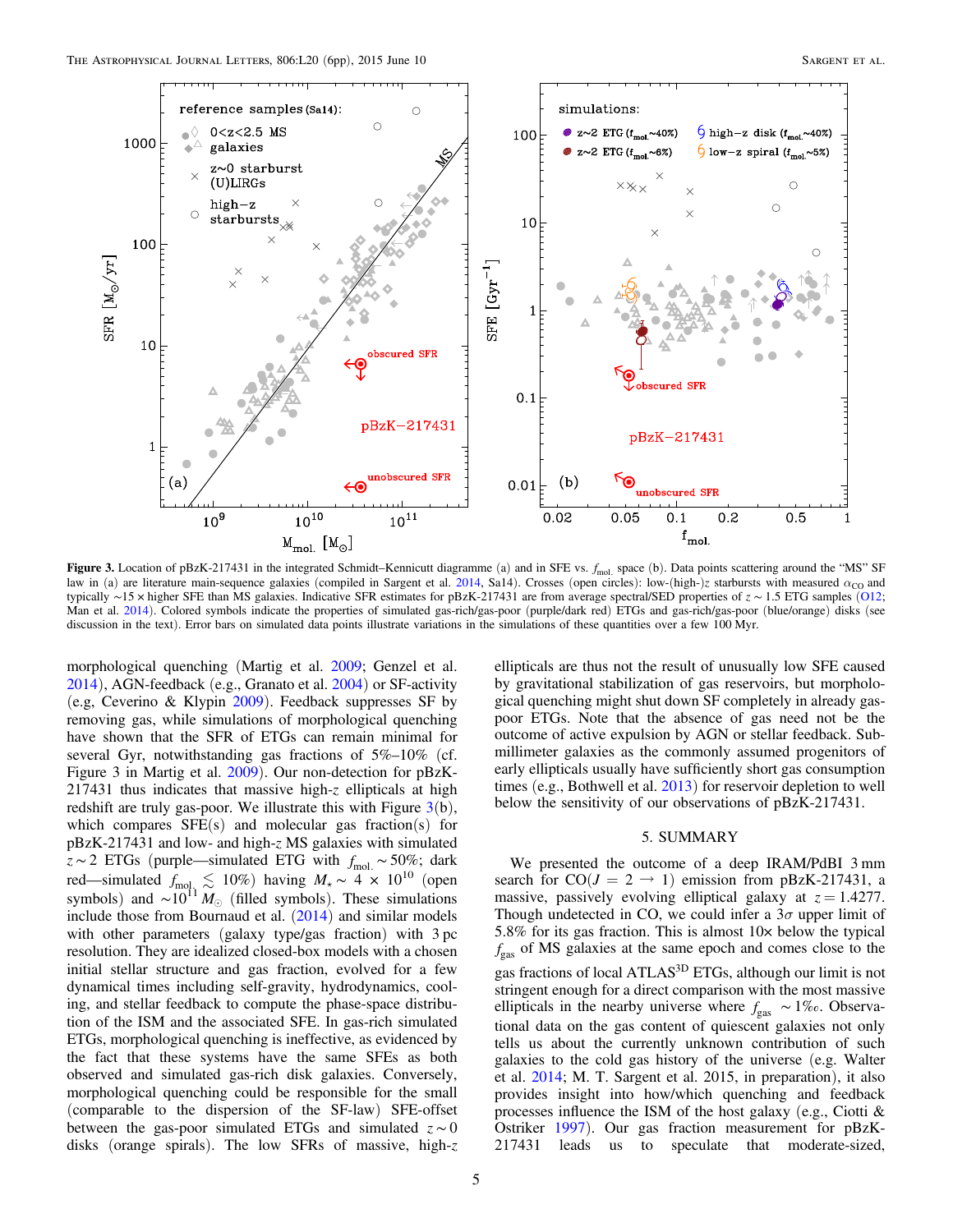**Figure 3.** Location of pBzK-217431 in the integrated Schmidt–Kennicutt diagramme (a) and in SFE vs. $f_{mol.}$ space (b). Data points scattering around the "MS" SF law in (a) are literature main-sequence galaxies (compiled in Sargent et al. 2014, Sa14). Crosses (open circles): low-(high-)$z$ starbursts with measured $\alpha_{CO}$ and typically ∼15 × higher SFE than MS galaxies. Indicative SFR estimates for pBzK-217431 are from average spectral/SED properties of $z \sim 1.5$ ETG samples (O12; Man et al. 2014). Colored symbols indicate the properties of simulated gas-rich/gas-poor (purple/dark red) ETGs and gas-rich/gas-poor (blue/orange) disks (see discussion in the text). Error bars on simulated data points illustrate variations in the simulations of these quantities over a few 100 Myr.

morphological quenching (Martig et al. 2009; Genzel et al. 2014), AGN-feedback (e.g., Granato et al. 2004) or SF-activity (e.g, Ceverino & Klypin 2009). Feedback suppresses SF by removing gas, while simulations of morphological quenching have shown that the SFR of ETGs can remain minimal for several Gyr, notwithstanding gas fractions of 5%–10% (cf. Figure 3 in Martig et al. 2009). Our non-detection for pBzK-217431 thus indicates that massive high-$z$ ellipticals at high redshift are truly gas-poor. We illustrate this with Figure 3(b), which compares SFE(s) and molecular gas fraction(s) for pBzK-217431 and low- and high-$z$ MS galaxies with simulated $z \sim 2$ ETGs (purple—simulated ETG with $f_{mol.} \sim 50\%$; dark red—simulated $f_{mol.} \lesssim 10\%$) having $M_\star \sim 4 \times 10^{10}$ (open symbols) and $\sim 10^{11}\,M_\odot$ (filled symbols). These simulations include those from Bournaud et al. (2014) and similar models with other parameters (galaxy type/gas fraction) with 3 pc resolution. They are idealized closed-box models with a chosen initial stellar structure and gas fraction, evolved for a few dynamical times including self-gravity, hydrodynamics, cooling, and stellar feedback to compute the phase-space distribution of the ISM and the associated SFE. In gas-rich simulated ETGs, morphological quenching is ineffective, as evidenced by the fact that these systems have the same SFEs as both observed and simulated gas-rich disk galaxies. Conversely, morphological quenching could be responsible for the small (comparable to the dispersion of the SF-law) SFE-offset between the gas-poor simulated ETGs and simulated $z \sim 0$ disks (orange spirals). The low SFRs of massive, high-$z$ ellipticals are thus not the result of unusually low SFE caused by gravitational stabilization of gas reservoirs, but morphological quenching might shut down SF completely in already gas-poor ETGs. Note that the absence of gas need not be the outcome of active expulsion by AGN or stellar feedback. Submillimeter galaxies as the commonly assumed progenitors of early ellipticals usually have sufficiently short gas consumption times (e.g., Bothwell et al. 2013) for reservoir depletion to well below the sensitivity of our observations of pBzK-217431.

## 5. SUMMARY

We presented the outcome of a deep IRAM/PdBI 3 mm search for CO($J = 2 \rightarrow 1$) emission from pBzK-217431, a massive, passively evolving elliptical galaxy at $z = 1.4277$. Though undetected in CO, we could infer a 3$\sigma$ upper limit of 5.8% for its gas fraction. This is almost 10× below the typical $f_{gas}$ of MS galaxies at the same epoch and comes close to the gas fractions of local ATLAS$^{3D}$ ETGs, although our limit is not stringent enough for a direct comparison with the most massive ellipticals in the nearby universe where $f_{gas} \sim 1‰$. Observational data on the gas content of quiescent galaxies not only tells us about the currently unknown contribution of such galaxies to the cold gas history of the universe (e.g. Walter et al. 2014; M. T. Sargent et al. 2015, in preparation), it also provides insight into how/which quenching and feedback processes influence the ISM of the host galaxy (e.g., Ciotti & Ostriker 1997). Our gas fraction measurement for pBzK-217431 leads us to speculate that moderate-sized,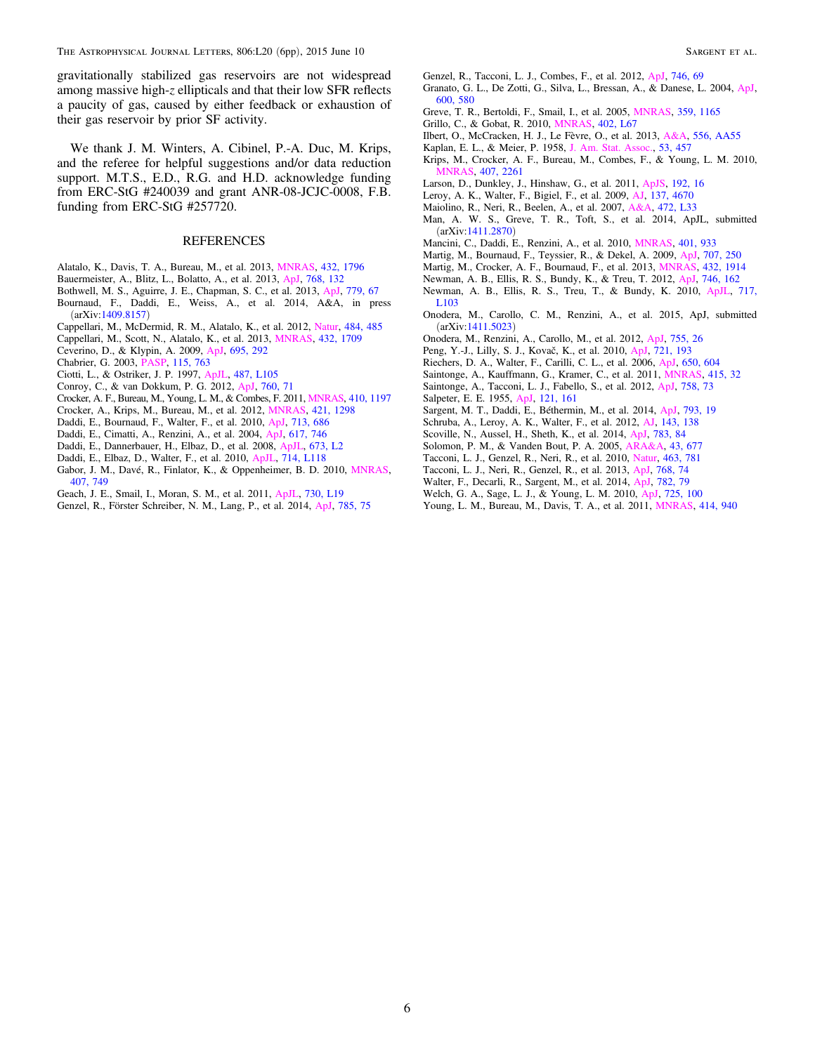gravitationally stabilized gas reservoirs are not widespread among massive high-$z$ ellipticals and that their low SFR reflects a paucity of gas, caused by either feedback or exhaustion of their gas reservoir by prior SF activity.

We thank J. M. Winters, A. Cibinel, P.-A. Duc, M. Krips, and the referee for helpful suggestions and/or data reduction support. M.T.S., E.D., R.G. and H.D. acknowledge funding from ERC-StG #240039 and grant ANR-08-JCJC-0008, F.B. funding from ERC-StG #257720.

## REFERENCES

Alatalo, K., Davis, T. A., Bureau, M., et al. 2013, MNRAS, 432, 1796
Bauermeister, A., Blitz, L., Bolatto, A., et al. 2013, ApJ, 768, 132
Bothwell, M. S., Aguirre, J. E., Chapman, S. C., et al. 2013, ApJ, 779, 67
Bournaud, F., Daddi, E., Weiss, A., et al. 2014, A&A, in press (arXiv:1409.8157)
Cappellari, M., McDermid, R. M., Alatalo, K., et al. 2012, Natur, 484, 485
Cappellari, M., Scott, N., Alatalo, K., et al. 2013, MNRAS, 432, 1709
Ceverino, D., & Klypin, A. 2009, ApJ, 695, 292
Chabrier, G. 2003, PASP, 115, 763
Ciotti, L., & Ostriker, J. P. 1997, ApJL, 487, L105
Conroy, C., & van Dokkum, P. G. 2012, ApJ, 760, 71
Crocker, A. F., Bureau, M., Young, L. M., & Combes, F. 2011, MNRAS, 410, 1197
Crocker, A., Krips, M., Bureau, M., et al. 2012, MNRAS, 421, 1298
Daddi, E., Bournaud, F., Walter, F., et al. 2010, ApJ, 713, 686
Daddi, E., Cimatti, A., Renzini, A., et al. 2004, ApJ, 617, 746
Daddi, E., Dannerbauer, H., Elbaz, D., et al. 2008, ApJL, 673, L2
Daddi, E., Elbaz, D., Walter, F., et al. 2010, ApJL, 714, L118
Gabor, J. M., Davé, R., Finlator, K., & Oppenheimer, B. D. 2010, MNRAS, 407, 749
Geach, J. E., Smail, I., Moran, S. M., et al. 2011, ApJL, 730, L19
Genzel, R., Förster Schreiber, N. M., Lang, P., et al. 2014, ApJ, 785, 75
Genzel, R., Tacconi, L. J., Combes, F., et al. 2012, ApJ, 746, 69
Granato, G. L., De Zotti, G., Silva, L., Bressan, A., & Danese, L. 2004, ApJ, 600, 580
Greve, T. R., Bertoldi, F., Smail, I., et al. 2005, MNRAS, 359, 1165
Grillo, C., & Gobat, R. 2010, MNRAS, 402, L67
Ilbert, O., McCracken, H. J., Le Fèvre, O., et al. 2013, A&A, 556, AA55
Kaplan, E. L., & Meier, P. 1958, J. Am. Stat. Assoc., 53, 457
Krips, M., Crocker, A. F., Bureau, M., Combes, F., & Young, L. M. 2010, MNRAS, 407, 2261
Larson, D., Dunkley, J., Hinshaw, G., et al. 2011, ApJS, 192, 16
Leroy, A. K., Walter, F., Bigiel, F., et al. 2009, AJ, 137, 4670
Maiolino, R., Neri, R., Beelen, A., et al. 2007, A&A, 472, L33
Man, A. W. S., Greve, T. R., Toft, S., et al. 2014, ApJL, submitted (arXiv:1411.2870)
Mancini, C., Daddi, E., Renzini, A., et al. 2010, MNRAS, 401, 933
Martig, M., Bournaud, F., Teyssier, R., & Dekel, A. 2009, ApJ, 707, 250
Martig, M., Crocker, A. F., Bournaud, F., et al. 2013, MNRAS, 432, 1914
Newman, A. B., Ellis, R. S., Bundy, K., & Treu, T. 2012, ApJ, 746, 162
Newman, A. B., Ellis, R. S., Treu, T., & Bundy, K. 2010, ApJL, 717, L103
Onodera, M., Carollo, C. M., Renzini, A., et al. 2015, ApJ, submitted (arXiv:1411.5023)
Onodera, M., Renzini, A., Carollo, M., et al. 2012, ApJ, 755, 26
Peng, Y.-J., Lilly, S. J., Kovač, K., et al. 2010, ApJ, 721, 193
Riechers, D. A., Walter, F., Carilli, C. L., et al. 2006, ApJ, 650, 604
Saintonge, A., Kauffmann, G., Kramer, C., et al. 2011, MNRAS, 415, 32
Saintonge, A., Tacconi, L. J., Fabello, S., et al. 2012, ApJ, 758, 73
Salpeter, E. E. 1955, ApJ, 121, 161
Sargent, M. T., Daddi, E., Béthermin, M., et al. 2014, ApJ, 793, 19
Schruba, A., Leroy, A. K., Walter, F., et al. 2012, AJ, 143, 138
Scoville, N., Aussel, H., Sheth, K., et al. 2014, ApJ, 783, 84
Solomon, P. M., & Vanden Bout, P. A. 2005, ARA&A, 43, 677
Tacconi, L. J., Genzel, R., Neri, R., et al. 2010, Natur, 463, 781
Tacconi, L. J., Neri, R., Genzel, R., et al. 2013, ApJ, 768, 74
Walter, F., Decarli, R., Sargent, M., et al. 2014, ApJ, 782, 79
Welch, G. A., Sage, L. J., & Young, L. M. 2010, ApJ, 725, 100
Young, L. M., Bureau, M., Davis, T. A., et al. 2011, MNRAS, 414, 940